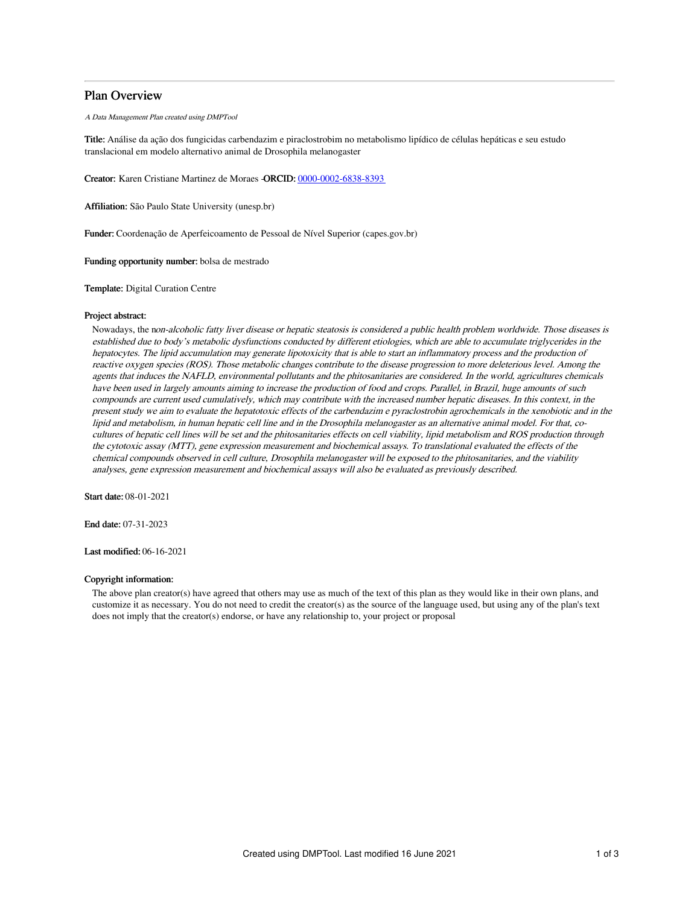# Plan Overview

*A Data Management Plan created using DMPTool*

**Title:** Análise da ação dos fungicidas carbendazim e piraclostrobim no metabolismo lipídico de células hepáticas e seu estudo translacional em modelo alternativo animal de Drosophila melanogaster

**Creator:** Karen Cristiane Martinez de Moraes -**ORCID:** 0000-0002-6838-8393

**Affiliation:** São Paulo State University (unesp.br)

**Funder:** Coordenação de Aperfeicoamento de Pessoal de Nível Superior (capes.gov.br)

**Funding opportunity number:** bolsa de mestrado

**Template:** Digital Curation Centre

**Project abstract:**

Nowadays, the n*on-alcoholic fatty liver disease or hepatic steatosis is considered a public health problem worldwide. Those diseases is established due to body's metabolic dysfunctions conducted by different etiologies, which are able to accumulate triglycerides in the hepatocytes. The lipid accumulation may generate lipotoxicity that is able to start an inflammatory process and the production of reactive oxygen species (ROS). Those metabolic changes contribute to the disease progression to more deleterious level. Among the agents that induces the NAFLD, environmental pollutants and the phitosanitaries are considered. In the world, agricultures chemicals have been used in largely amounts aiming to increase the production of food and crops. Parallel, in Brazil, huge amounts of such compounds are current used cumulatively, which may contribute with the increased number hepatic diseases. In this context, in the present study we aim to evaluate the hepatotoxic effects of the carbendazim e pyraclostrobin agrochemicals in the xenobiotic and in the lipid and metabolism, in human hepatic cell line and in the Drosophila melanogaster as an alternative animal model. For that, co-cultures of hepatic cell lines will be set and the phitosanitaries effects on cell viability, lipid metabolism and ROS production through the cytotoxic assay (MTT), gene expression measurement and biochemical assays. To translational evaluated the effects of the chemical compounds observed in cell culture, Drosophila melanogaster will be exposed to the phitosanitaries, and the viability analyses, gene expression measurement and biochemical assays will also be evaluated as previously described.*

**Start date:** 08-01-2021

**End date:** 07-31-2023

**Last modified:** 06-16-2021

**Copyright information:**

The above plan creator(s) have agreed that others may use as much of the text of this plan as they would like in their own plans, and customize it as necessary. You do not need to credit the creator(s) as the source of the language used, but using any of the plan's text does not imply that the creator(s) endorse, or have any relationship to, your project or proposal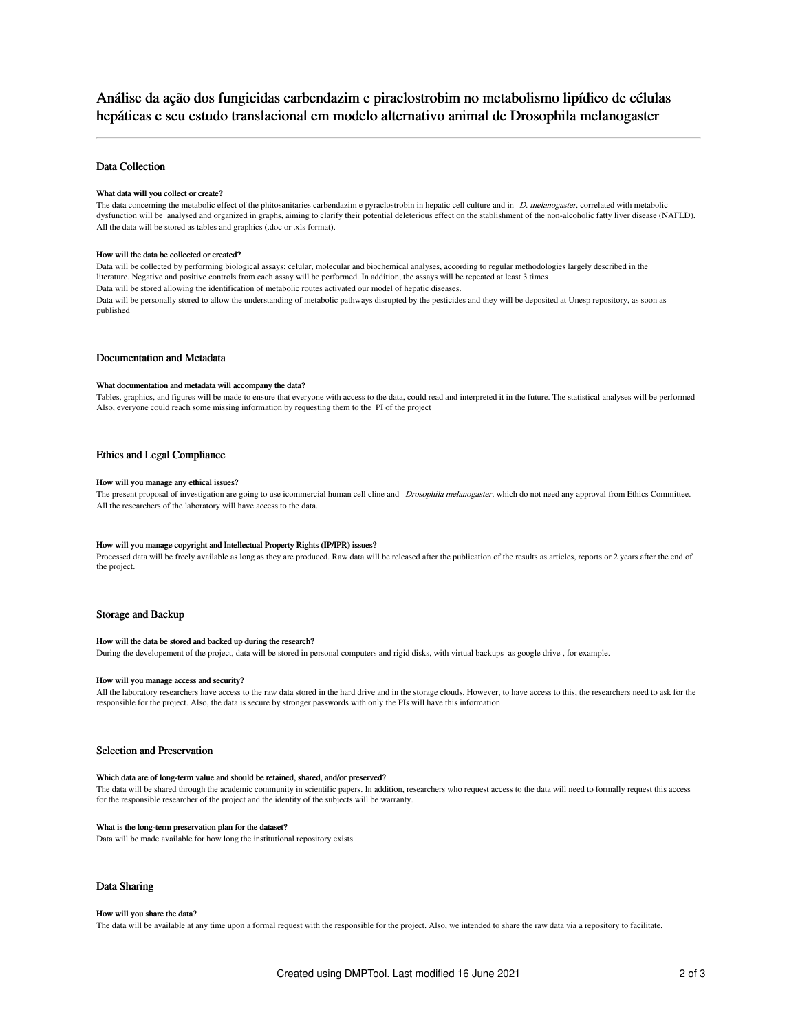# Análise da ação dos fungicidas carbendazim e piraclostrobim no metabolismo lipídico de células hepáticas e seu estudo translacional em modelo alternativo animal de Drosophila melanogaster

---

## Data Collection

### What data will you collect or create?

The data concerning the metabolic effect of the phitosanitaries carbendazim e pyraclostrobin in hepatic cell culture and in *D. melanogaster,* correlated with metabolic dysfunction will be analysed and organized in graphs, aiming to clarify their potential deleterious effect on the stablishment of the non-alcoholic fatty liver disease (NAFLD). All the data will be stored as tables and graphics (.doc or .xls format).

### How will the data be collected or created?

Data will be collected by performing biological assays: celular, molecular and biochemical analyses, according to regular methodologies largely described in the literature. Negative and positive controls from each assay will be performed. In addition, the assays will be repeated at least 3 times

Data will be stored allowing the identification of metabolic routes activated our model of hepatic diseases.

Data will be personally stored to allow the understanding of metabolic pathways disrupted by the pesticides and they will be deposited at Unesp repository, as soon as published

## Documentation and Metadata

### What documentation and metadata will accompany the data?

Tables, graphics, and figures will be made to ensure that everyone with access to the data, could read and interpreted it in the future. The statistical analyses will be performed Also, everyone could reach some missing information by requesting them to the PI of the project

## Ethics and Legal Compliance

### How will you manage any ethical issues?

The present proposal of investigation are going to use icommercial human cell cline and *Drosophila melanogaster*, which do not need any approval from Ethics Committee. All the researchers of the laboratory will have access to the data.

### How will you manage copyright and Intellectual Property Rights (IP/IPR) issues?

Processed data will be freely available as long as they are produced. Raw data will be released after the publication of the results as articles, reports or 2 years after the end of the project.

## Storage and Backup

### How will the data be stored and backed up during the research?

During the developement of the project, data will be stored in personal computers and rigid disks, with virtual backups as google drive , for example.

### How will you manage access and security?

All the laboratory researchers have access to the raw data stored in the hard drive and in the storage clouds. However, to have access to this, the researchers need to ask for the responsible for the project. Also, the data is secure by stronger passwords with only the PIs will have this information

## Selection and Preservation

### Which data are of long-term value and should be retained, shared, and/or preserved?

The data will be shared through the academic community in scientific papers. In addition, researchers who request access to the data will need to formally request this access for the responsible researcher of the project and the identity of the subjects will be warranty.

### What is the long-term preservation plan for the dataset?

Data will be made available for how long the institutional repository exists.

## Data Sharing

### How will you share the data?

The data will be available at any time upon a formal request with the responsible for the project. Also, we intended to share the raw data via a repository to facilitate.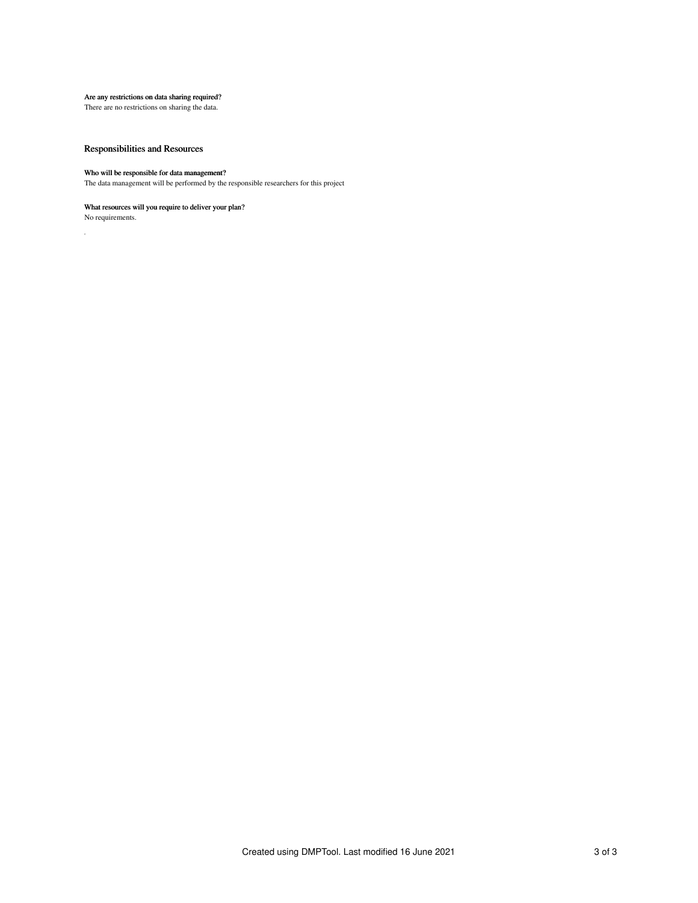**Are any restrictions on data sharing required?**

There are no restrictions on sharing the data.

## Responsibilities and Resources

**Who will be responsible for data management?**

The data management will be performed by the responsible researchers for this project

**What resources will you require to deliver your plan?**

No requirements.